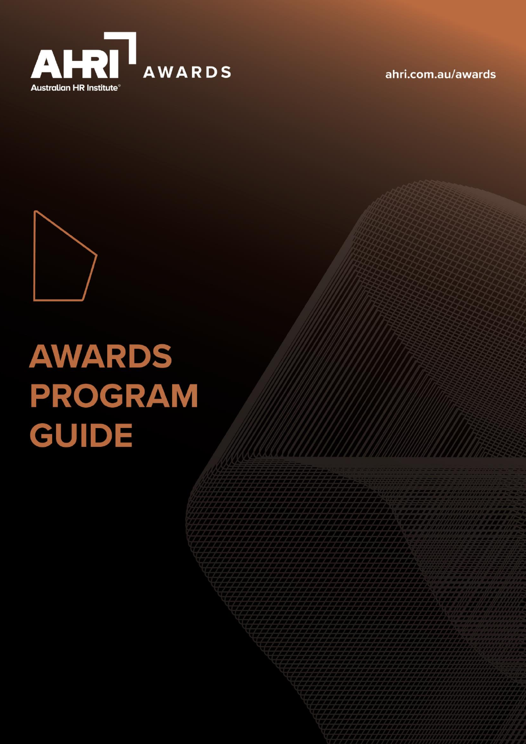AHRI AWARDS

Australian HR Institute®

ahri.com.au/awards

# AWARDS PROGRAM GUIDE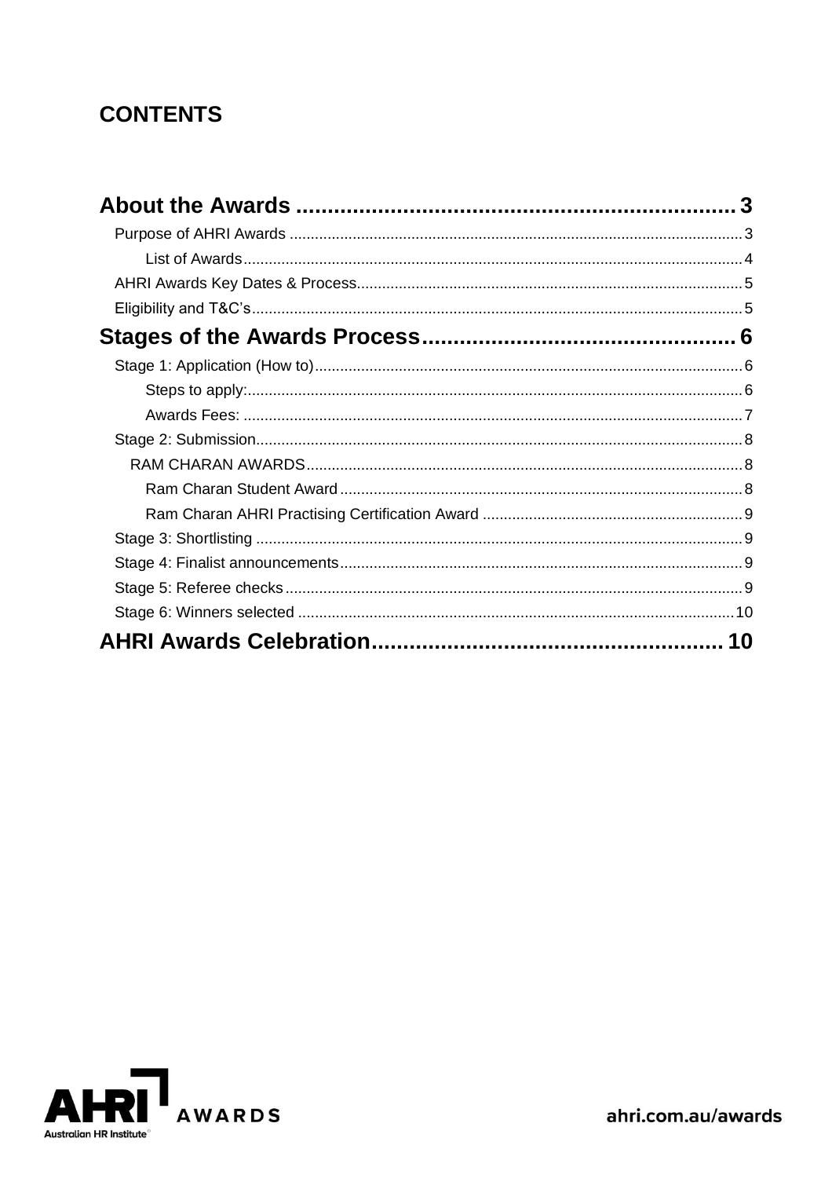# CONTENTS

**About the Awards** ........ 3

- Purpose of AHRI Awards ........ 3
  - List of Awards ........ 4
- AHRI Awards Key Dates & Process ........ 5
- Eligibility and T&C's ........ 5

**Stages of the Awards Process** ........ 6

- Stage 1: Application (How to) ........ 6
  - Steps to apply: ........ 6
  - Awards Fees: ........ 7
- Stage 2: Submission ........ 8
  - RAM CHARAN AWARDS ........ 8
    - Ram Charan Student Award ........ 8
    - Ram Charan AHRI Practising Certification Award ........ 9
- Stage 3: Shortlisting ........ 9
- Stage 4: Finalist announcements ........ 9
- Stage 5: Referee checks ........ 9
- Stage 6: Winners selected ........ 10

**AHRI Awards Celebration** ........ 10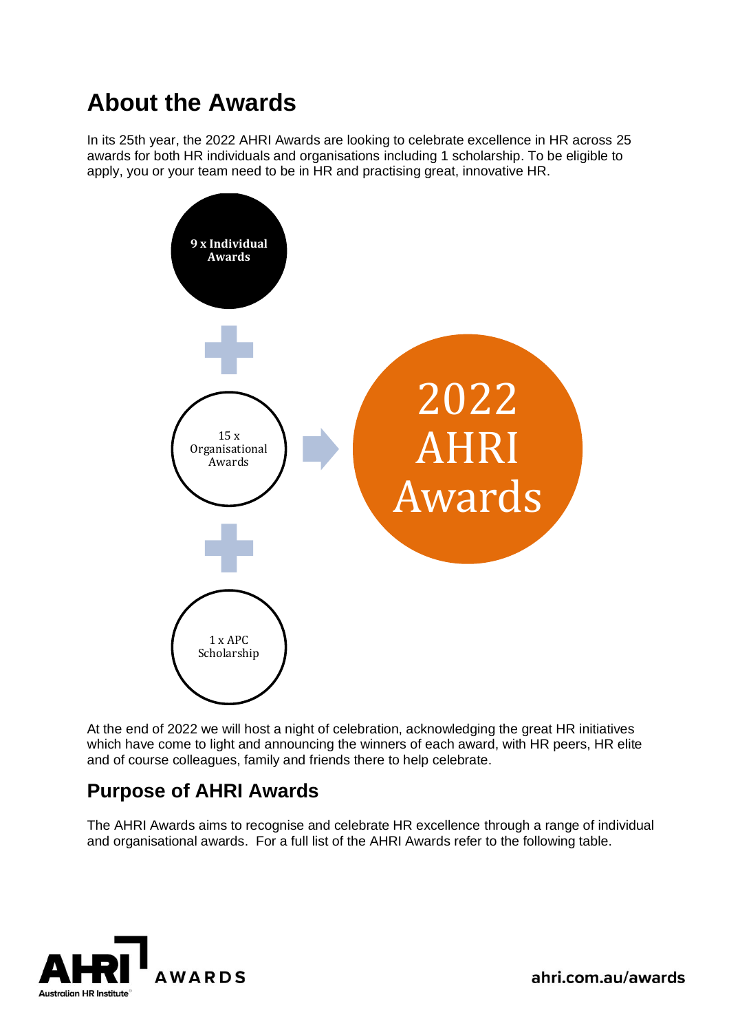# About the Awards

In its 25th year, the 2022 AHRI Awards are looking to celebrate excellence in HR across 25 awards for both HR individuals and organisations including 1 scholarship. To be eligible to apply, you or your team need to be in HR and practising great, innovative HR.

**9 x Individual Awards**

\+

15 x Organisational Awards

\+

1 x APC Scholarship

→ 2022 AHRI Awards

At the end of 2022 we will host a night of celebration, acknowledging the great HR initiatives which have come to light and announcing the winners of each award, with HR peers, HR elite and of course colleagues, family and friends there to help celebrate.

## Purpose of AHRI Awards

The AHRI Awards aims to recognise and celebrate HR excellence through a range of individual and organisational awards. For a full list of the AHRI Awards refer to the following table.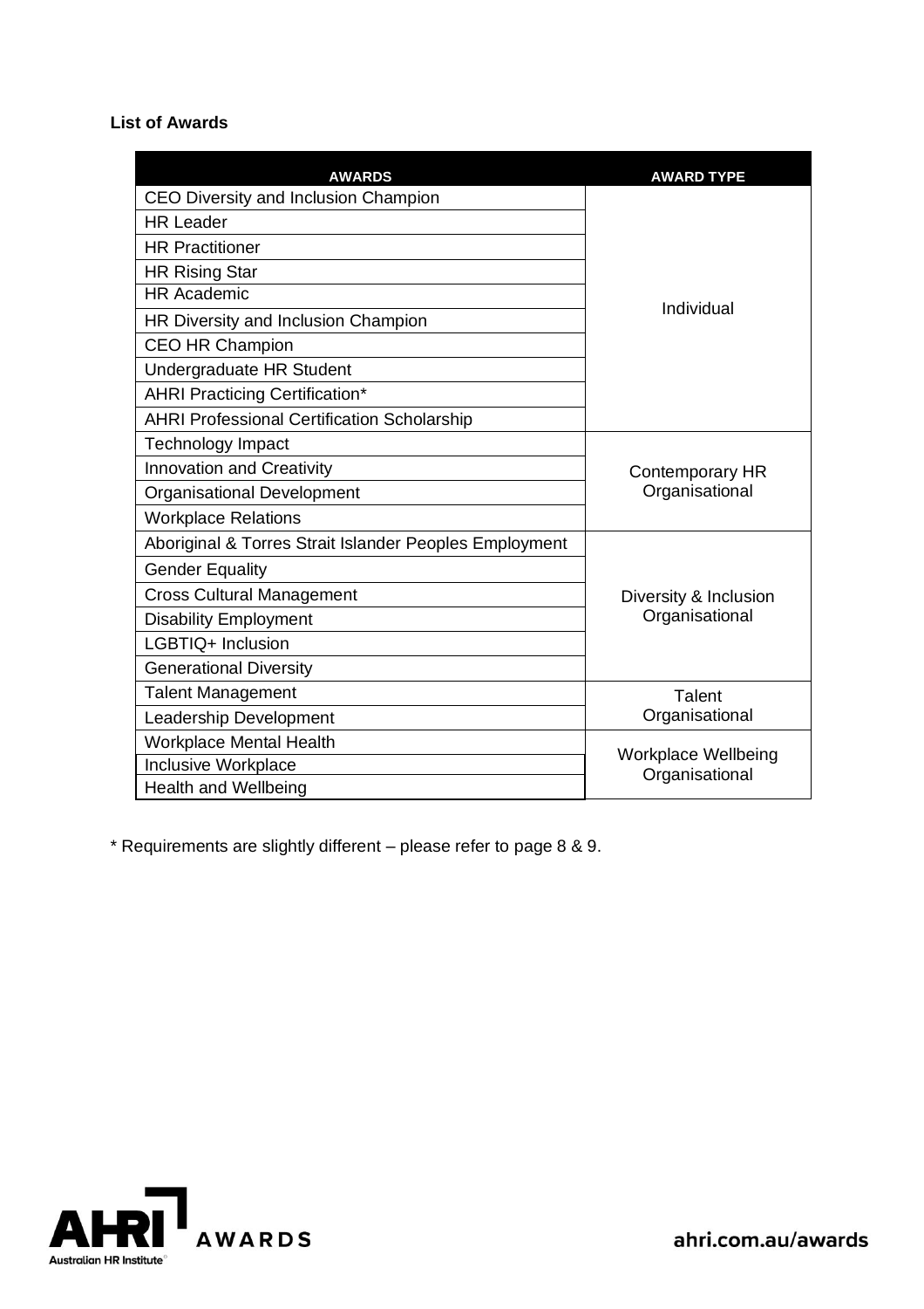**List of Awards**

| AWARDS | AWARD TYPE |
| --- | --- |
| CEO Diversity and Inclusion Champion | Individual |
| HR Leader | |
| HR Practitioner | |
| HR Rising Star | |
| HR Academic | |
| HR Diversity and Inclusion Champion | |
| CEO HR Champion | |
| Undergraduate HR Student | |
| AHRI Practicing Certification* | |
| AHRI Professional Certification Scholarship | |
| Technology Impact | Contemporary HR Organisational |
| Innovation and Creativity | |
| Organisational Development | |
| Workplace Relations | |
| Aboriginal & Torres Strait Islander Peoples Employment | Diversity & Inclusion Organisational |
| Gender Equality | |
| Cross Cultural Management | |
| Disability Employment | |
| LGBTIQ+ Inclusion | |
| Generational Diversity | |
| Talent Management | Talent Organisational |
| Leadership Development | |
| Workplace Mental Health | Workplace Wellbeing Organisational |
| Inclusive Workplace | |
| Health and Wellbeing | |

* Requirements are slightly different – please refer to page 8 & 9.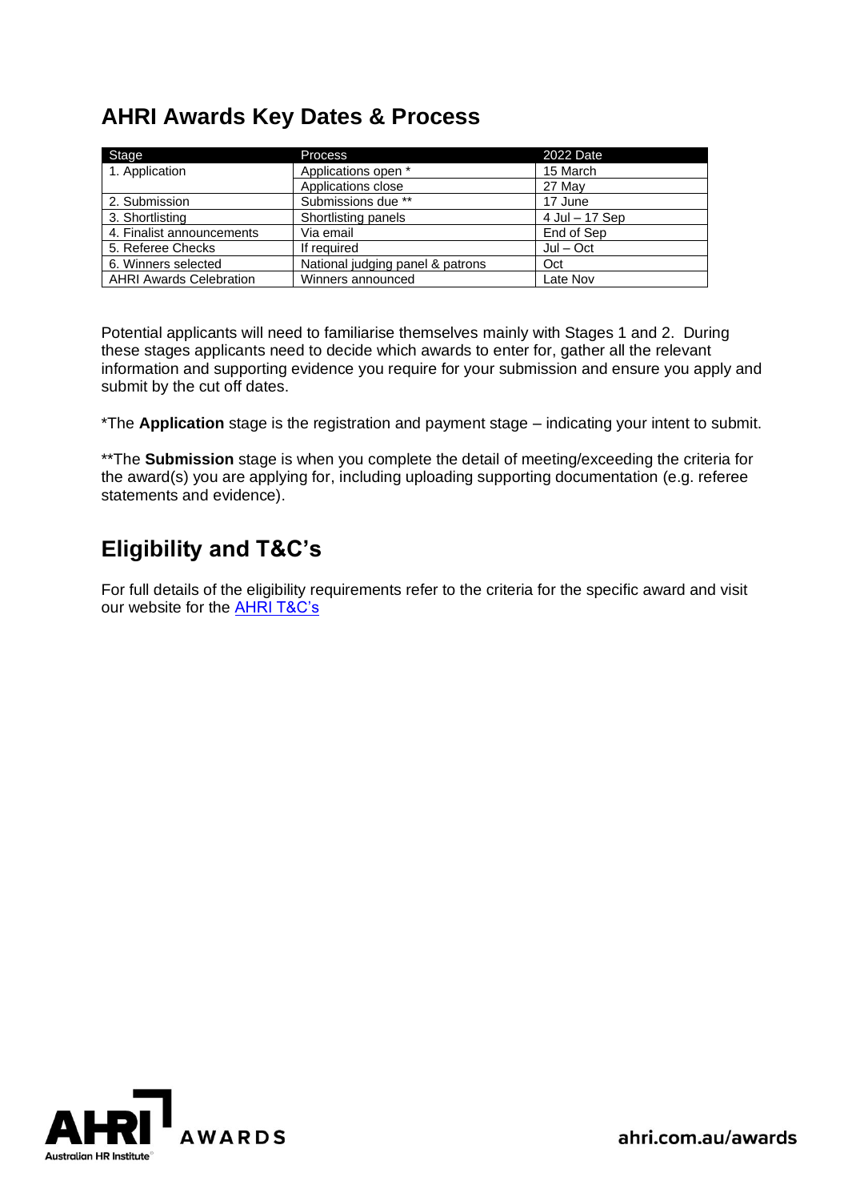## AHRI Awards Key Dates & Process

| Stage | Process | 2022 Date |
|---|---|---|
| 1. Application | Applications open * | 15 March |
| | Applications close | 27 May |
| 2. Submission | Submissions due ** | 17 June |
| 3. Shortlisting | Shortlisting panels | 4 Jul – 17 Sep |
| 4. Finalist announcements | Via email | End of Sep |
| 5. Referee Checks | If required | Jul – Oct |
| 6. Winners selected | National judging panel & patrons | Oct |
| AHRI Awards Celebration | Winners announced | Late Nov |

Potential applicants will need to familiarise themselves mainly with Stages 1 and 2. During these stages applicants need to decide which awards to enter for, gather all the relevant information and supporting evidence you require for your submission and ensure you apply and submit by the cut off dates.

*The **Application** stage is the registration and payment stage – indicating your intent to submit.

**The **Submission** stage is when you complete the detail of meeting/exceeding the criteria for the award(s) you are applying for, including uploading supporting documentation (e.g. referee statements and evidence).

## Eligibility and T&C's

For full details of the eligibility requirements refer to the criteria for the specific award and visit our website for the AHRI T&C's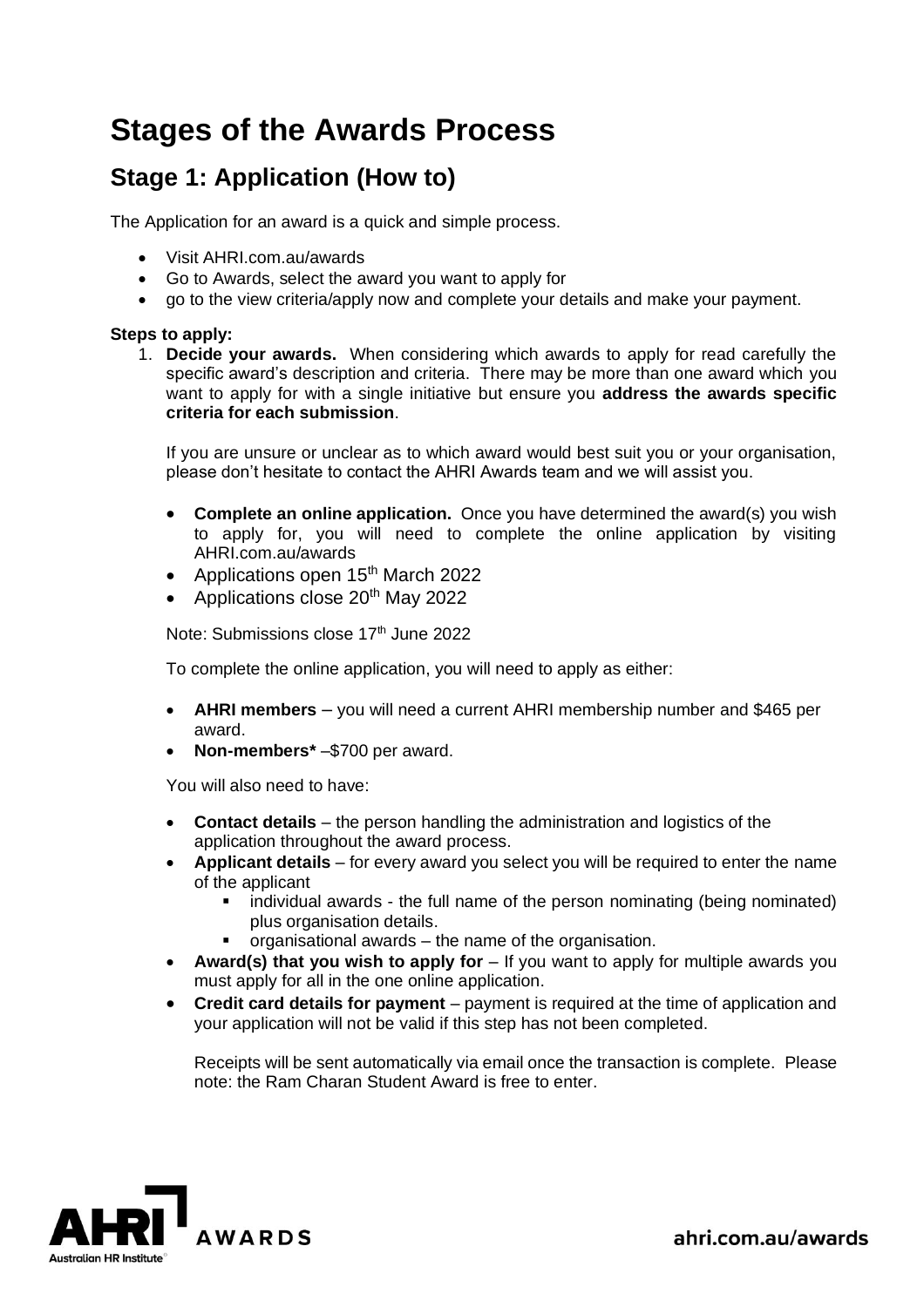# Stages of the Awards Process

## Stage 1: Application (How to)

The Application for an award is a quick and simple process.

- Visit AHRI.com.au/awards
- Go to Awards, select the award you want to apply for
- go to the view criteria/apply now and complete your details and make your payment.

**Steps to apply:**

1. **Decide your awards.** When considering which awards to apply for read carefully the specific award's description and criteria. There may be more than one award which you want to apply for with a single initiative but ensure you **address the awards specific criteria for each submission**.

   If you are unsure or unclear as to which award would best suit you or your organisation, please don't hesitate to contact the AHRI Awards team and we will assist you.

   - **Complete an online application.** Once you have determined the award(s) you wish to apply for, you will need to complete the online application by visiting AHRI.com.au/awards
   - Applications open 15th March 2022
   - Applications close 20th May 2022

   Note: Submissions close 17th June 2022

   To complete the online application, you will need to apply as either:

   - **AHRI members** – you will need a current AHRI membership number and $465 per award.
   - **Non-members*** –$700 per award.

   You will also need to have:

   - **Contact details** – the person handling the administration and logistics of the application throughout the award process.
   - **Applicant details** – for every award you select you will be required to enter the name of the applicant
     - individual awards - the full name of the person nominating (being nominated) plus organisation details.
     - organisational awards – the name of the organisation.
   - **Award(s) that you wish to apply for** – If you want to apply for multiple awards you must apply for all in the one online application.
   - **Credit card details for payment** – payment is required at the time of application and your application will not be valid if this step has not been completed.

   Receipts will be sent automatically via email once the transaction is complete. Please note: the Ram Charan Student Award is free to enter.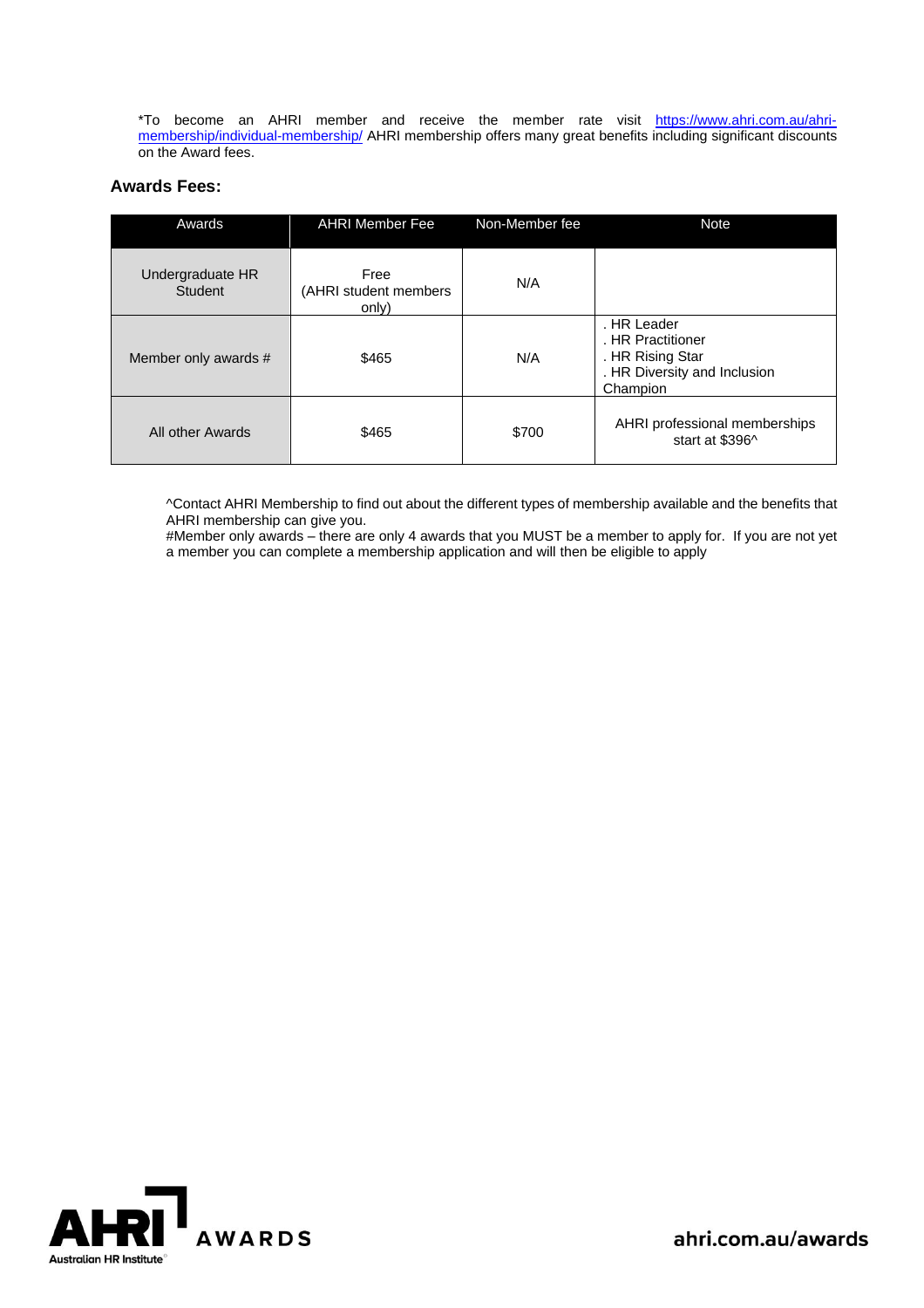*To become an AHRI member and receive the member rate visit [https://www.ahri.com.au/ahri-membership/individual-membership/](https://www.ahri.com.au/ahri-membership/individual-membership/) AHRI membership offers many great benefits including significant discounts on the Award fees.

### Awards Fees:

| Awards | AHRI Member Fee | Non-Member fee | Note |
|---|---|---|---|
| Undergraduate HR Student | Free (AHRI student members only) | N/A | |
| Member only awards # | $465 | N/A | . HR Leader<br>. HR Practitioner<br>. HR Rising Star<br>. HR Diversity and Inclusion Champion |
| All other Awards | $465 | $700 | AHRI professional memberships start at $396^ |

^Contact AHRI Membership to find out about the different types of membership available and the benefits that AHRI membership can give you.
#Member only awards – there are only 4 awards that you MUST be a member to apply for. If you are not yet a member you can complete a membership application and will then be eligible to apply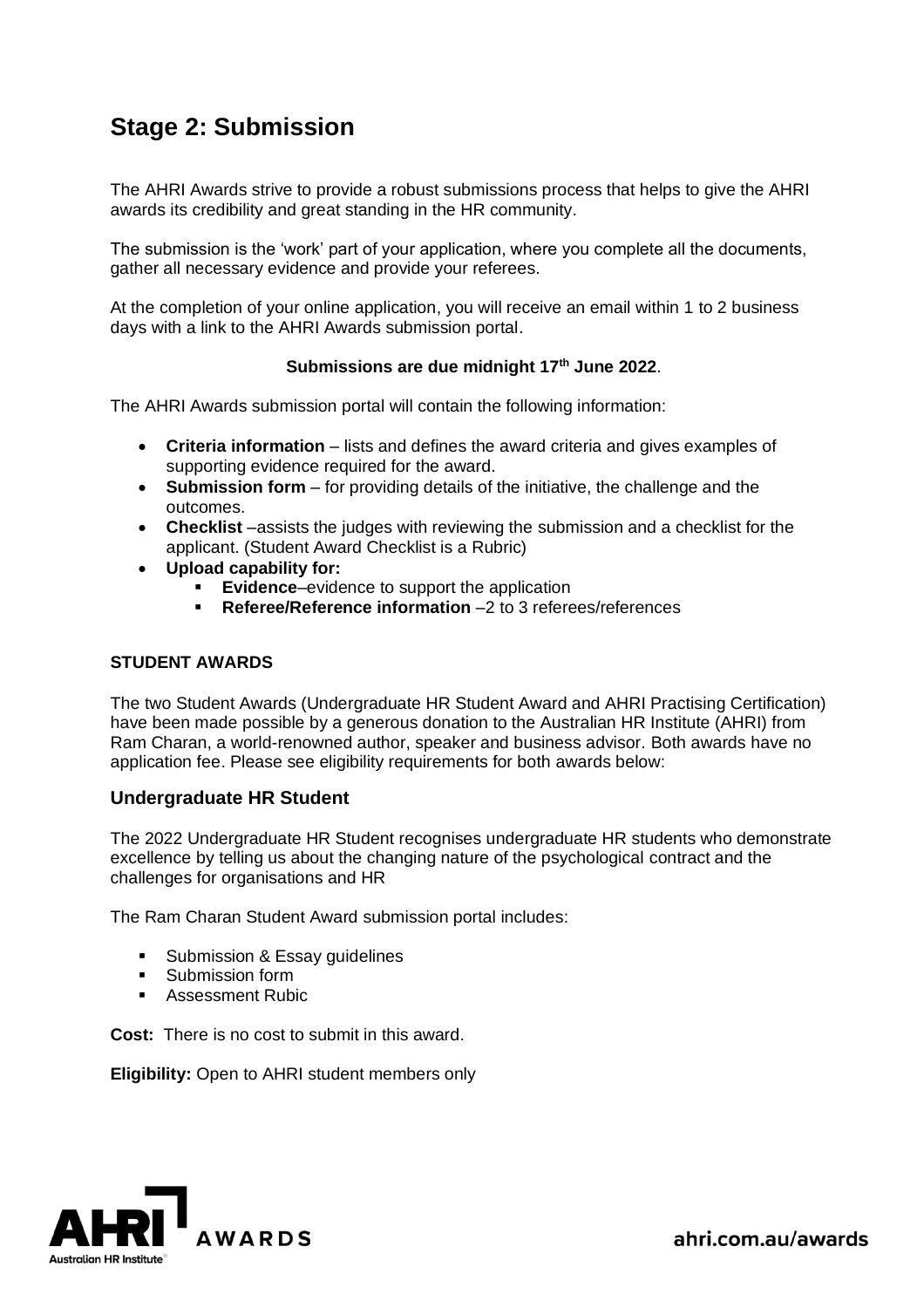# Stage 2: Submission

The AHRI Awards strive to provide a robust submissions process that helps to give the AHRI awards its credibility and great standing in the HR community.

The submission is the 'work' part of your application, where you complete all the documents, gather all necessary evidence and provide your referees.

At the completion of your online application, you will receive an email within 1 to 2 business days with a link to the AHRI Awards submission portal.

**Submissions are due midnight 17th June 2022**.

The AHRI Awards submission portal will contain the following information:

- **Criteria information** – lists and defines the award criteria and gives examples of supporting evidence required for the award.
- **Submission form** – for providing details of the initiative, the challenge and the outcomes.
- **Checklist** –assists the judges with reviewing the submission and a checklist for the applicant. (Student Award Checklist is a Rubric)
- **Upload capability for:**
  - **Evidence**–evidence to support the application
  - **Referee/Reference information** –2 to 3 referees/references

**STUDENT AWARDS**

The two Student Awards (Undergraduate HR Student Award and AHRI Practising Certification) have been made possible by a generous donation to the Australian HR Institute (AHRI) from Ram Charan, a world-renowned author, speaker and business advisor. Both awards have no application fee. Please see eligibility requirements for both awards below:

### Undergraduate HR Student

The 2022 Undergraduate HR Student recognises undergraduate HR students who demonstrate excellence by telling us about the changing nature of the psychological contract and the challenges for organisations and HR

The Ram Charan Student Award submission portal includes:

- Submission & Essay guidelines
- Submission form
- Assessment Rubic

**Cost:** There is no cost to submit in this award.

**Eligibility:** Open to AHRI student members only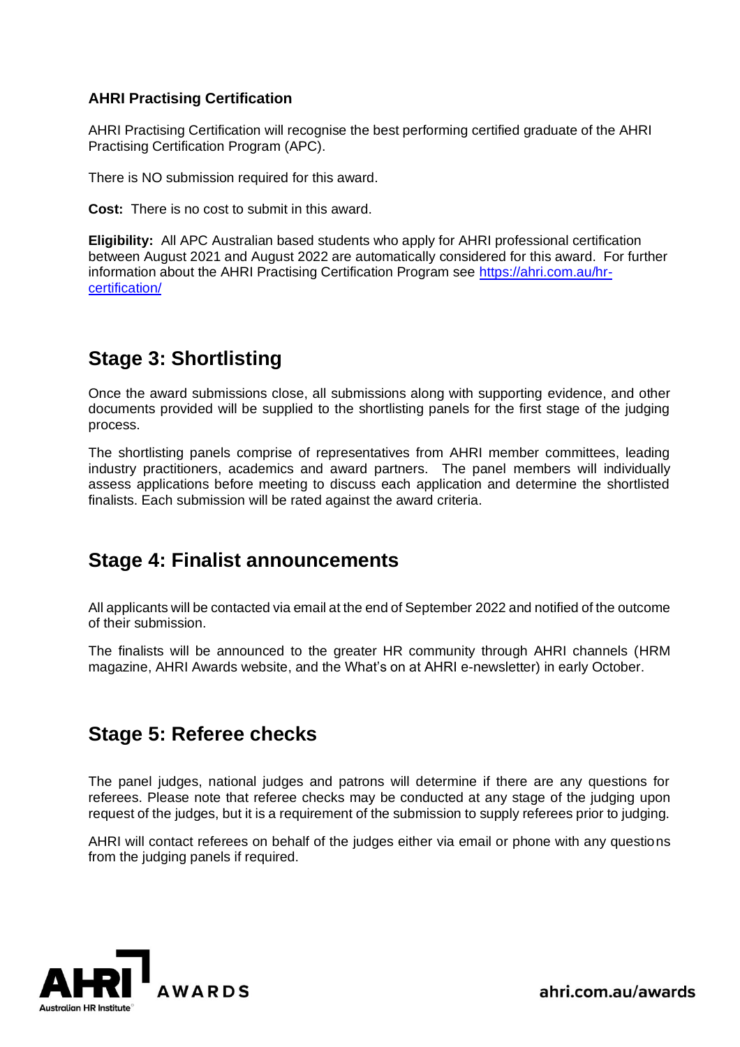**AHRI Practising Certification**

AHRI Practising Certification will recognise the best performing certified graduate of the AHRI Practising Certification Program (APC).

There is NO submission required for this award.

**Cost:** There is no cost to submit in this award.

**Eligibility:** All APC Australian based students who apply for AHRI professional certification between August 2021 and August 2022 are automatically considered for this award. For further information about the AHRI Practising Certification Program see [https://ahri.com.au/hr-certification/](https://ahri.com.au/hr-certification/)

## Stage 3: Shortlisting

Once the award submissions close, all submissions along with supporting evidence, and other documents provided will be supplied to the shortlisting panels for the first stage of the judging process.

The shortlisting panels comprise of representatives from AHRI member committees, leading industry practitioners, academics and award partners. The panel members will individually assess applications before meeting to discuss each application and determine the shortlisted finalists. Each submission will be rated against the award criteria.

## Stage 4: Finalist announcements

All applicants will be contacted via email at the end of September 2022 and notified of the outcome of their submission.

The finalists will be announced to the greater HR community through AHRI channels (HRM magazine, AHRI Awards website, and the What's on at AHRI e-newsletter) in early October.

## Stage 5: Referee checks

The panel judges, national judges and patrons will determine if there are any questions for referees. Please note that referee checks may be conducted at any stage of the judging upon request of the judges, but it is a requirement of the submission to supply referees prior to judging.

AHRI will contact referees on behalf of the judges either via email or phone with any questions from the judging panels if required.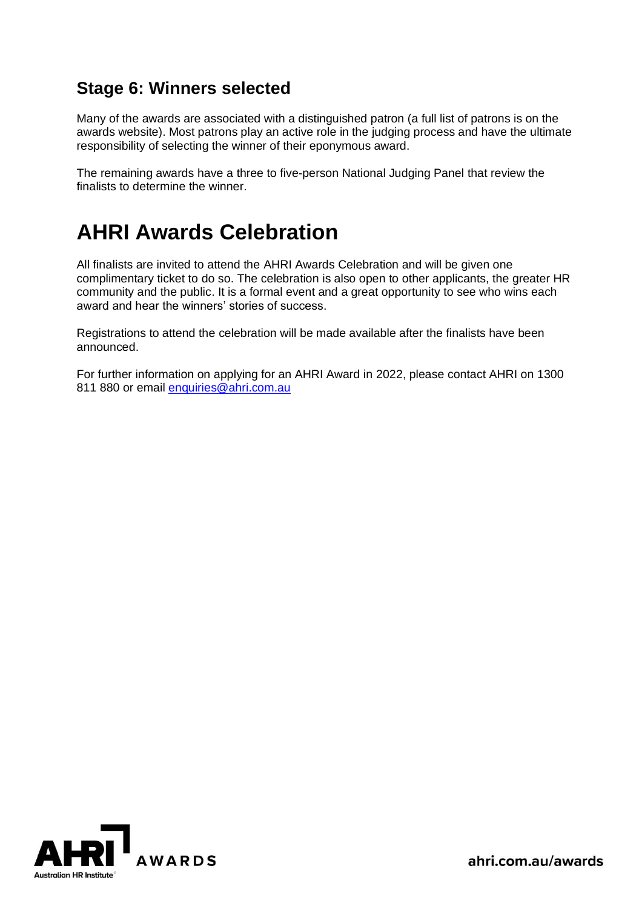## Stage 6: Winners selected

Many of the awards are associated with a distinguished patron (a full list of patrons is on the awards website). Most patrons play an active role in the judging process and have the ultimate responsibility of selecting the winner of their eponymous award.

The remaining awards have a three to five-person National Judging Panel that review the finalists to determine the winner.

# AHRI Awards Celebration

All finalists are invited to attend the AHRI Awards Celebration and will be given one complimentary ticket to do so. The celebration is also open to other applicants, the greater HR community and the public. It is a formal event and a great opportunity to see who wins each award and hear the winners' stories of success.

Registrations to attend the celebration will be made available after the finalists have been announced.

For further information on applying for an AHRI Award in 2022, please contact AHRI on 1300 811 880 or email enquiries@ahri.com.au